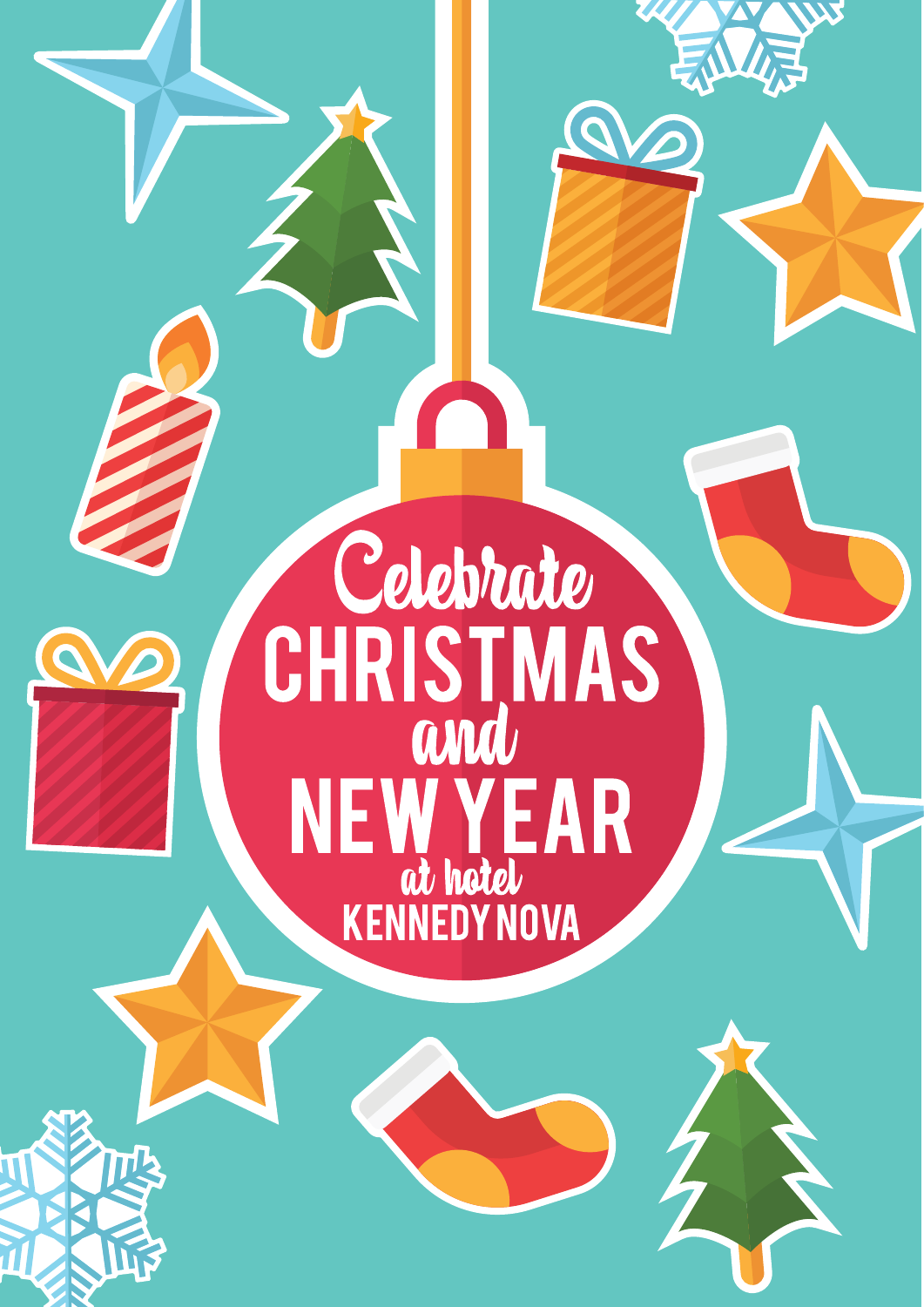# Celebrate CHRISTMAS and NEW YEAR at hotel KENNEDY NOVA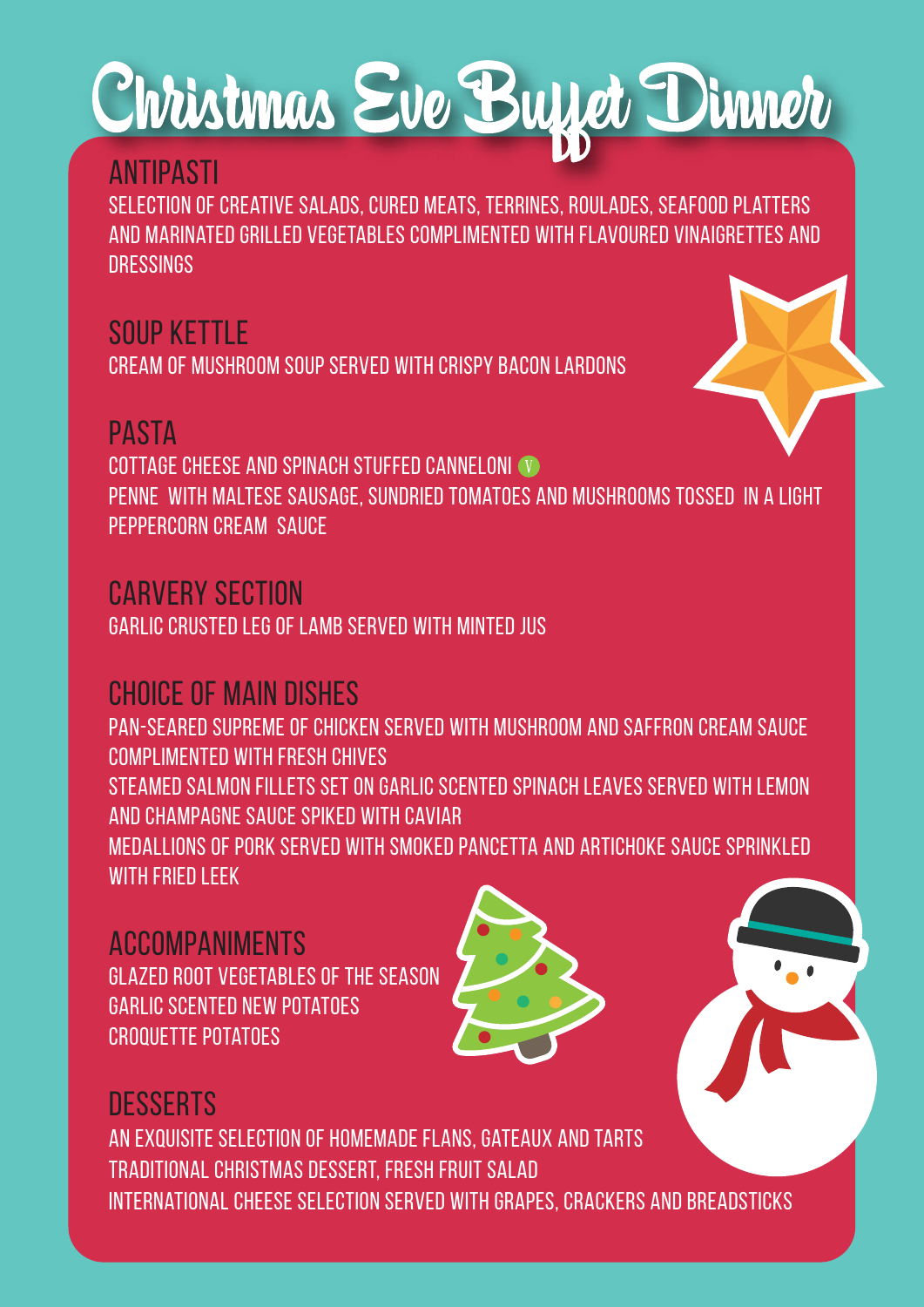# Christmas Eve Buffet Dinner

## ANTIPASTI

SELECTION OF CREATIVE SALADS, CURED MEATS, TERRINES, ROULADES, SEAFOOD PLATTERS AND MARINATED GRILLED VEGETABLES COMPLIMENTED WITH FLAVOURED VINAIGRETTES AND DRESSINGS

## SOUP KETTLE

CREAM OF MUSHROOM SOUP SERVED WITH CRISPY BACON LARDONS

## PASTA

COTTAGE CHEESE AND SPINACH STUFFED CANNELONI V

PENNE WITH MALTESE SAUSAGE, SUNDRIED TOMATOES AND MUSHROOMS TOSSED IN A LIGHT PEPPERCORN CREAM SAUCE

## CARVERY SECTION

GARLIC CRUSTED LEG OF LAMB SERVED WITH MINTED JUS

## CHOICE OF MAIN DISHES

PAN-SEARED SUPREME OF CHICKEN SERVED WITH MUSHROOM AND SAFFRON CREAM SAUCE COMPLIMENTED WITH FRESH CHIVES

STEAMED SALMON FILLETS SET ON GARLIC SCENTED SPINACH LEAVES SERVED WITH LEMON AND CHAMPAGNE SAUCE SPIKED WITH CAVIAR

MEDALLIONS OF PORK SERVED WITH SMOKED PANCETTA AND ARTICHOKE SAUCE SPRINKLED WITH FRIED LEEK

## ACCOMPANIMENTS

GLAZED ROOT VEGETABLES OF THE SEASON

GARLIC SCENTED NEW POTATOES

CROQUETTE POTATOES

## DESSERTS

AN EXQUISITE SELECTION OF HOMEMADE FLANS, GATEAUX AND TARTS

TRADITIONAL CHRISTMAS DESSERT, FRESH FRUIT SALAD

INTERNATIONAL CHEESE SELECTION SERVED WITH GRAPES, CRACKERS AND BREADSTICKS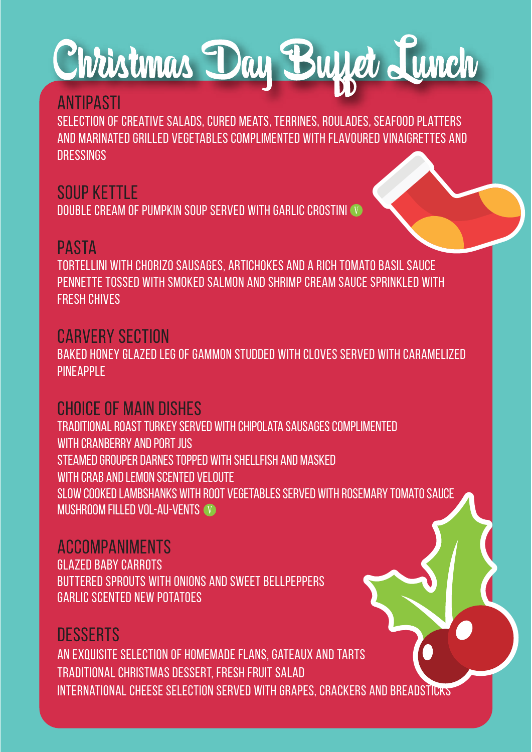# Christmas Day Buffet Lunch

## ANTIPASTI

SELECTION OF CREATIVE SALADS, CURED MEATS, TERRINES, ROULADES, SEAFOOD PLATTERS AND MARINATED GRILLED VEGETABLES COMPLIMENTED WITH FLAVOURED VINAIGRETTES AND DRESSINGS

## SOUP KETTLE

DOUBLE CREAM OF PUMPKIN SOUP SERVED WITH GARLIC CROSTINI (V)

## PASTA

TORTELLINI WITH CHORIZO SAUSAGES, ARTICHOKES AND A RICH TOMATO BASIL SAUCE

PENNETTE TOSSED WITH SMOKED SALMON AND SHRIMP CREAM SAUCE SPRINKLED WITH FRESH CHIVES

## CARVERY SECTION

BAKED HONEY GLAZED LEG OF GAMMON STUDDED WITH CLOVES SERVED WITH CARAMELIZED PINEAPPLE

## CHOICE OF MAIN DISHES

TRADITIONAL ROAST TURKEY SERVED WITH CHIPOLATA SAUSAGES COMPLIMENTED WITH CRANBERRY AND PORT JUS

STEAMED GROUPER DARNES TOPPED WITH SHELLFISH AND MASKED WITH CRAB AND LEMON SCENTED VELOUTE

SLOW COOKED LAMBSHANKS WITH ROOT VEGETABLES SERVED WITH ROSEMARY TOMATO SAUCE

MUSHROOM FILLED VOL-AU-VENTS (V)

## ACCOMPANIMENTS

GLAZED BABY CARROTS

BUTTERED SPROUTS WITH ONIONS AND SWEET BELLPEPPERS

GARLIC SCENTED NEW POTATOES

## DESSERTS

AN EXQUISITE SELECTION OF HOMEMADE FLANS, GATEAUX AND TARTS

TRADITIONAL CHRISTMAS DESSERT, FRESH FRUIT SALAD

INTERNATIONAL CHEESE SELECTION SERVED WITH GRAPES, CRACKERS AND BREADSTICKS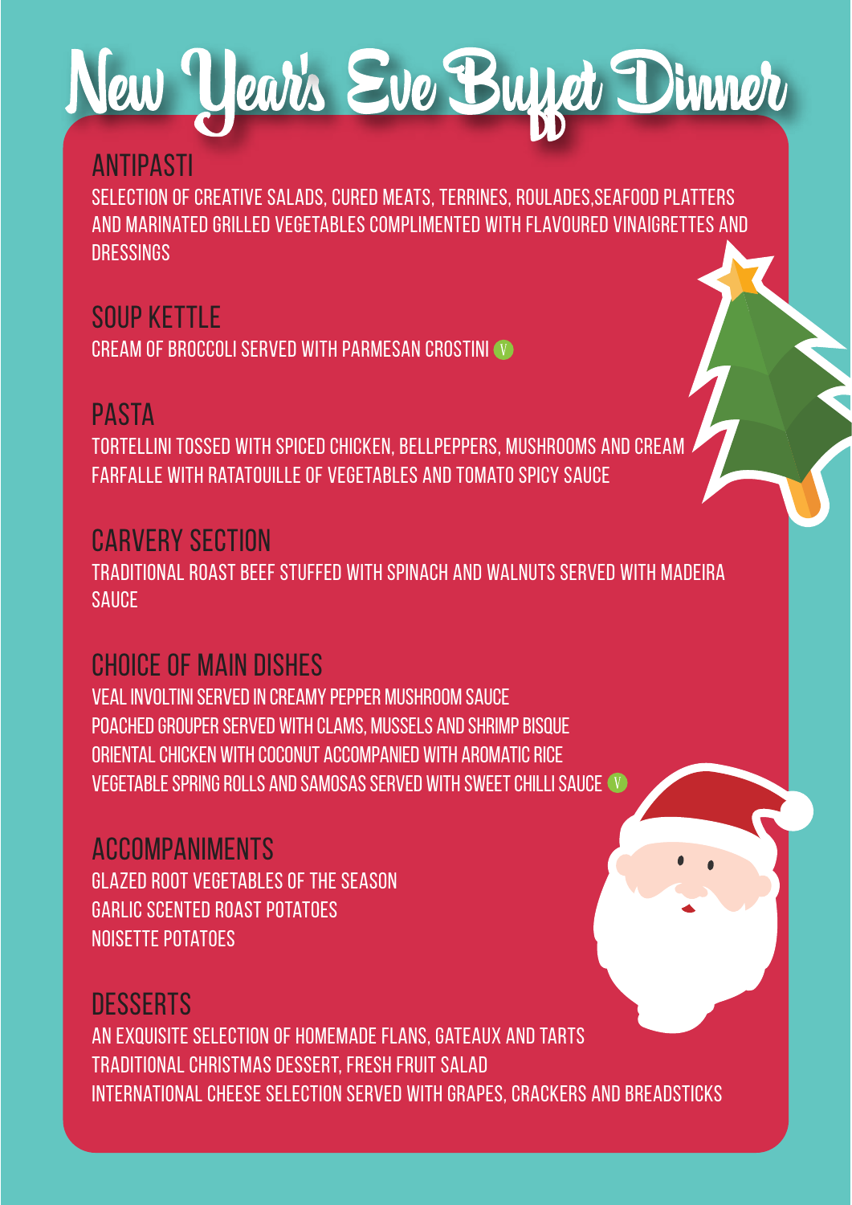# New Year's Eve Buffet Dinner

## ANTIPASTI

SELECTION OF CREATIVE SALADS, CURED MEATS, TERRINES, ROULADES,SEAFOOD PLATTERS AND MARINATED GRILLED VEGETABLES COMPLIMENTED WITH FLAVOURED VINAIGRETTES AND DRESSINGS

## SOUP KETTLE

CREAM OF BROCCOLI SERVED WITH PARMESAN CROSTINI V

## PASTA

TORTELLINI TOSSED WITH SPICED CHICKEN, BELLPEPPERS, MUSHROOMS AND CREAM
FARFALLE WITH RATATOUILLE OF VEGETABLES AND TOMATO SPICY SAUCE

## CARVERY SECTION

TRADITIONAL ROAST BEEF STUFFED WITH SPINACH AND WALNUTS SERVED WITH MADEIRA SAUCE

## CHOICE OF MAIN DISHES

VEAL INVOLTINI SERVED IN CREAMY PEPPER MUSHROOM SAUCE
POACHED GROUPER SERVED WITH CLAMS, MUSSELS AND SHRIMP BISQUE
ORIENTAL CHICKEN WITH COCONUT ACCOMPANIED WITH AROMATIC RICE
VEGETABLE SPRING ROLLS AND SAMOSAS SERVED WITH SWEET CHILLI SAUCE V

## ACCOMPANIMENTS

GLAZED ROOT VEGETABLES OF THE SEASON
GARLIC SCENTED ROAST POTATOES
NOISETTE POTATOES

## DESSERTS

AN EXQUISITE SELECTION OF HOMEMADE FLANS, GATEAUX AND TARTS
TRADITIONAL CHRISTMAS DESSERT, FRESH FRUIT SALAD
INTERNATIONAL CHEESE SELECTION SERVED WITH GRAPES, CRACKERS AND BREADSTICKS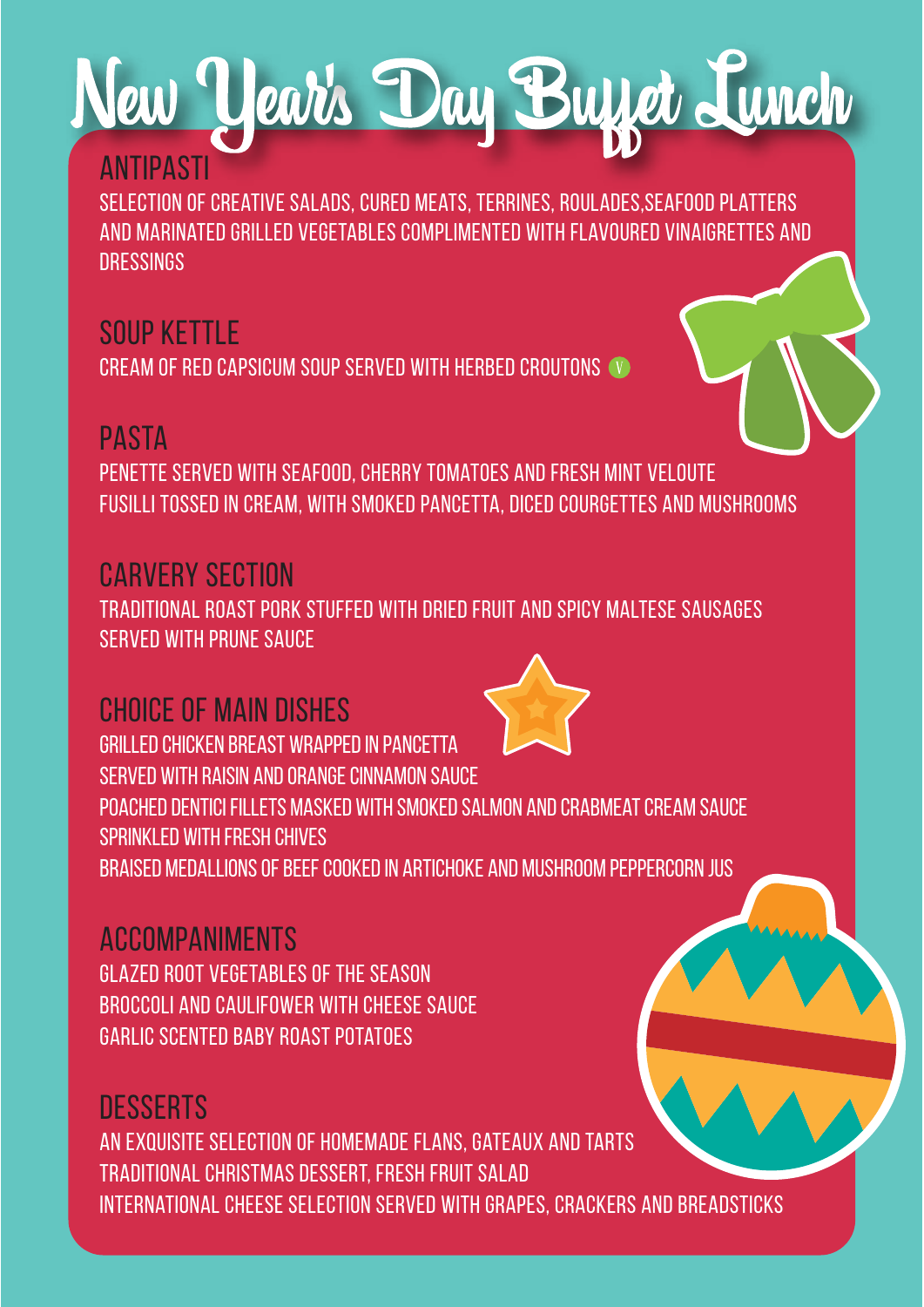# New Year's Day Buffet Lunch

## ANTIPASTI

SELECTION OF CREATIVE SALADS, CURED MEATS, TERRINES, ROULADES,SEAFOOD PLATTERS AND MARINATED GRILLED VEGETABLES COMPLIMENTED WITH FLAVOURED VINAIGRETTES AND DRESSINGS

## SOUP KETTLE

CREAM OF RED CAPSICUM SOUP SERVED WITH HERBED CROUTONS V

## PASTA

PENETTE SERVED WITH SEAFOOD, CHERRY TOMATOES AND FRESH MINT VELOUTE
FUSILLI TOSSED IN CREAM, WITH SMOKED PANCETTA, DICED COURGETTES AND MUSHROOMS

## CARVERY SECTION

TRADITIONAL ROAST PORK STUFFED WITH DRIED FRUIT AND SPICY MALTESE SAUSAGES SERVED WITH PRUNE SAUCE

## CHOICE OF MAIN DISHES

GRILLED CHICKEN BREAST WRAPPED IN PANCETTA
SERVED WITH RAISIN AND ORANGE CINNAMON SAUCE
POACHED DENTICI FILLETS MASKED WITH SMOKED SALMON AND CRABMEAT CREAM SAUCE
SPRINKLED WITH FRESH CHIVES
BRAISED MEDALLIONS OF BEEF COOKED IN ARTICHOKE AND MUSHROOM PEPPERCORN JUS

## ACCOMPANIMENTS

GLAZED ROOT VEGETABLES OF THE SEASON
BROCCOLI AND CAULIFOWER WITH CHEESE SAUCE
GARLIC SCENTED BABY ROAST POTATOES

## DESSERTS

AN EXQUISITE SELECTION OF HOMEMADE FLANS, GATEAUX AND TARTS
TRADITIONAL CHRISTMAS DESSERT, FRESH FRUIT SALAD
INTERNATIONAL CHEESE SELECTION SERVED WITH GRAPES, CRACKERS AND BREADSTICKS